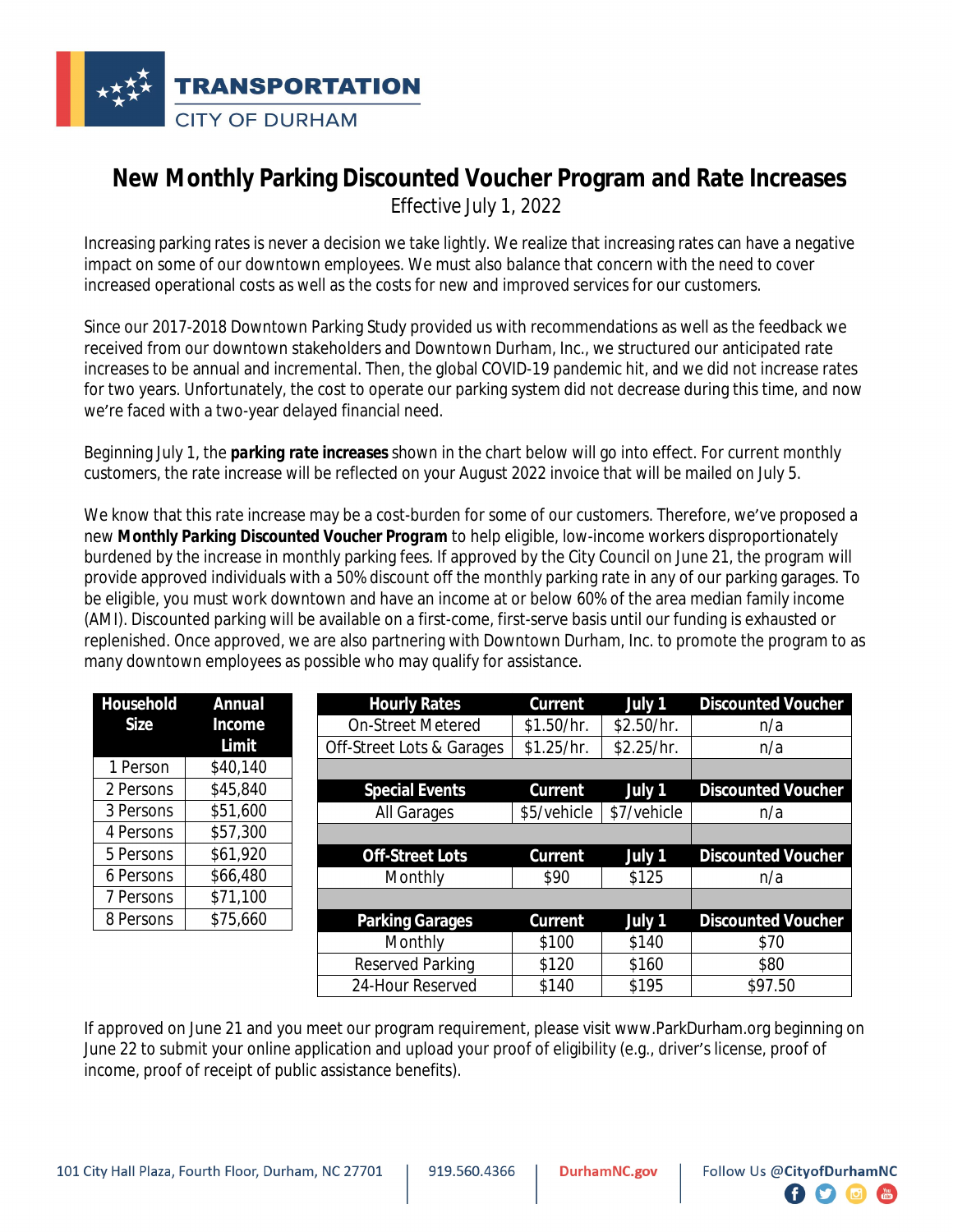TRANSPORTATION
CITY OF DURHAM

# New Monthly Parking Discounted Voucher Program and Rate Increases

Effective July 1, 2022

Increasing parking rates is never a decision we take lightly. We realize that increasing rates can have a negative impact on some of our downtown employees. We must also balance that concern with the need to cover increased operational costs as well as the costs for new and improved services for our customers.

Since our 2017-2018 Downtown Parking Study provided us with recommendations as well as the feedback we received from our downtown stakeholders and Downtown Durham, Inc., we structured our anticipated rate increases to be annual and incremental. Then, the global COVID-19 pandemic hit, and we did not increase rates for two years. Unfortunately, the cost to operate our parking system did not decrease during this time, and now we're faced with a two-year delayed financial need.

Beginning July 1, the ***parking rate increases*** shown in the chart below will go into effect. For current monthly customers, the rate increase will be reflected on your August 2022 invoice that will be mailed on July 5.

We know that this rate increase may be a cost-burden for some of our customers. Therefore, we've proposed a new **Monthly Parking Discounted Voucher Program** to help eligible, low-income workers disproportionately burdened by the increase in monthly parking fees. If approved by the City Council on June 21, the program will provide approved individuals with a 50% discount off the monthly parking rate in any of our parking garages. To be eligible, you must work downtown and have an income at or below 60% of the area median family income (AMI). Discounted parking will be available on a first-come, first-serve basis until our funding is exhausted or replenished. Once approved, we are also partnering with Downtown Durham, Inc. to promote the program to as many downtown employees as possible who may qualify for assistance.

| Household Size | Annual Income Limit |
|---|---|
| 1 Person | $40,140 |
| 2 Persons | $45,840 |
| 3 Persons | $51,600 |
| 4 Persons | $57,300 |
| 5 Persons | $61,920 |
| 6 Persons | $66,480 |
| 7 Persons | $71,100 |
| 8 Persons | $75,660 |

| Hourly Rates | Current | July 1 | Discounted Voucher |
|---|---|---|---|
| On-Street Metered | $1.50/hr. | $2.50/hr. | n/a |
| Off-Street Lots & Garages | $1.25/hr. | $2.25/hr. | n/a |
| **Special Events** | **Current** | **July 1** | **Discounted Voucher** |
| All Garages | $5/vehicle | $7/vehicle | n/a |
| **Off-Street Lots** | **Current** | **July 1** | **Discounted Voucher** |
| Monthly | $90 | $125 | n/a |
| **Parking Garages** | **Current** | **July 1** | **Discounted Voucher** |
| Monthly | $100 | $140 | $70 |
| Reserved Parking | $120 | $160 | $80 |
| 24-Hour Reserved | $140 | $195 | $97.50 |

If approved on June 21 and you meet our program requirement, please visit www.ParkDurham.org beginning on June 22 to submit your online application and upload your proof of eligibility (e.g., driver's license, proof of income, proof of receipt of public assistance benefits).

101 City Hall Plaza, Fourth Floor, Durham, NC 27701 | 919.560.4366 | DurhamNC.gov | Follow Us @CityofDurhamNC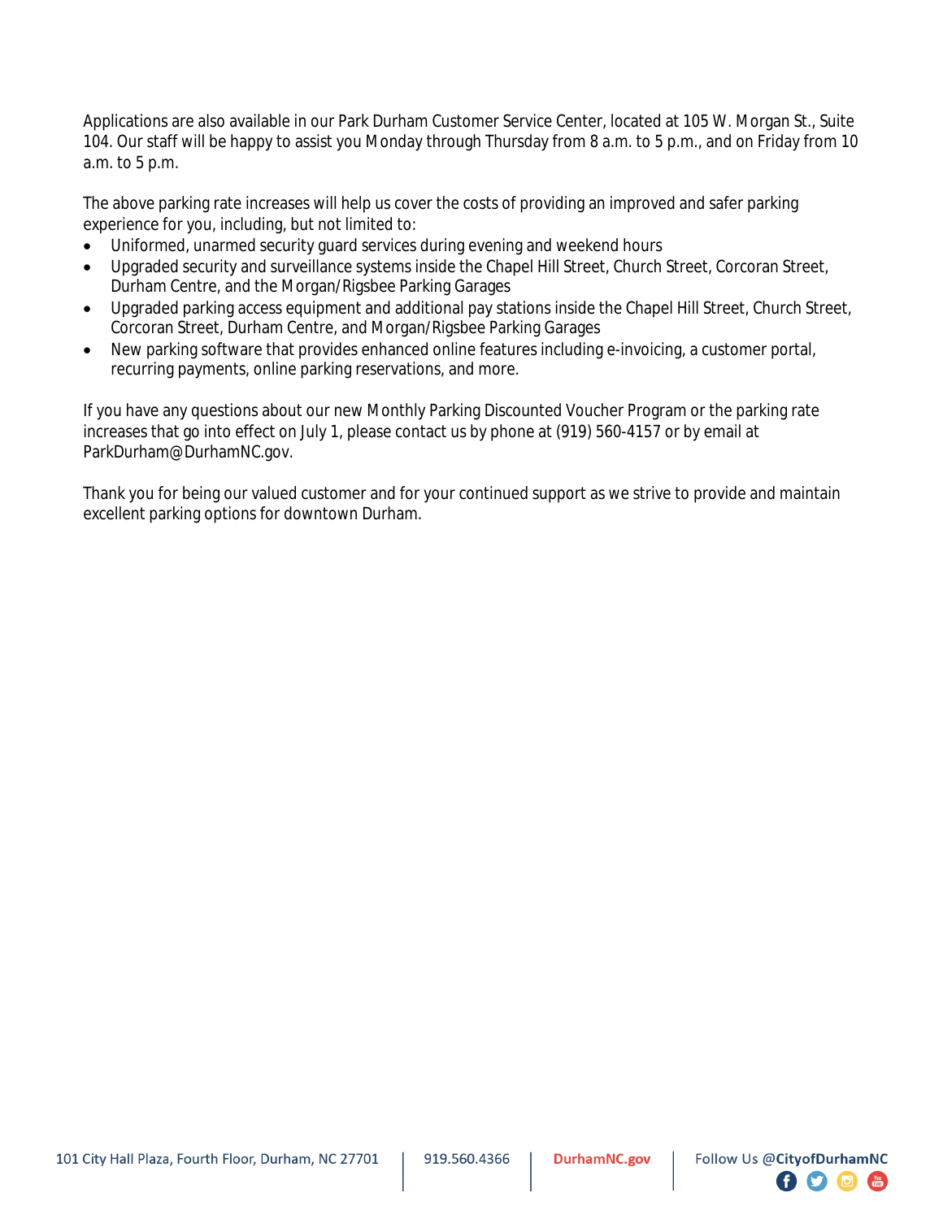Applications are also available in our Park Durham Customer Service Center, located at 105 W. Morgan St., Suite 104. Our staff will be happy to assist you Monday through Thursday from 8 a.m. to 5 p.m., and on Friday from 10 a.m. to 5 p.m.

The above parking rate increases will help us cover the costs of providing an improved and safer parking experience for you, including, but not limited to:

- Uniformed, unarmed security guard services during evening and weekend hours
- Upgraded security and surveillance systems inside the Chapel Hill Street, Church Street, Corcoran Street, Durham Centre, and the Morgan/Rigsbee Parking Garages
- Upgraded parking access equipment and additional pay stations inside the Chapel Hill Street, Church Street, Corcoran Street, Durham Centre, and Morgan/Rigsbee Parking Garages
- New parking software that provides enhanced online features including e-invoicing, a customer portal, recurring payments, online parking reservations, and more.

If you have any questions about our new Monthly Parking Discounted Voucher Program or the parking rate increases that go into effect on July 1, please contact us by phone at (919) 560-4157 or by email at ParkDurham@DurhamNC.gov.

Thank you for being our valued customer and for your continued support as we strive to provide and maintain excellent parking options for downtown Durham.